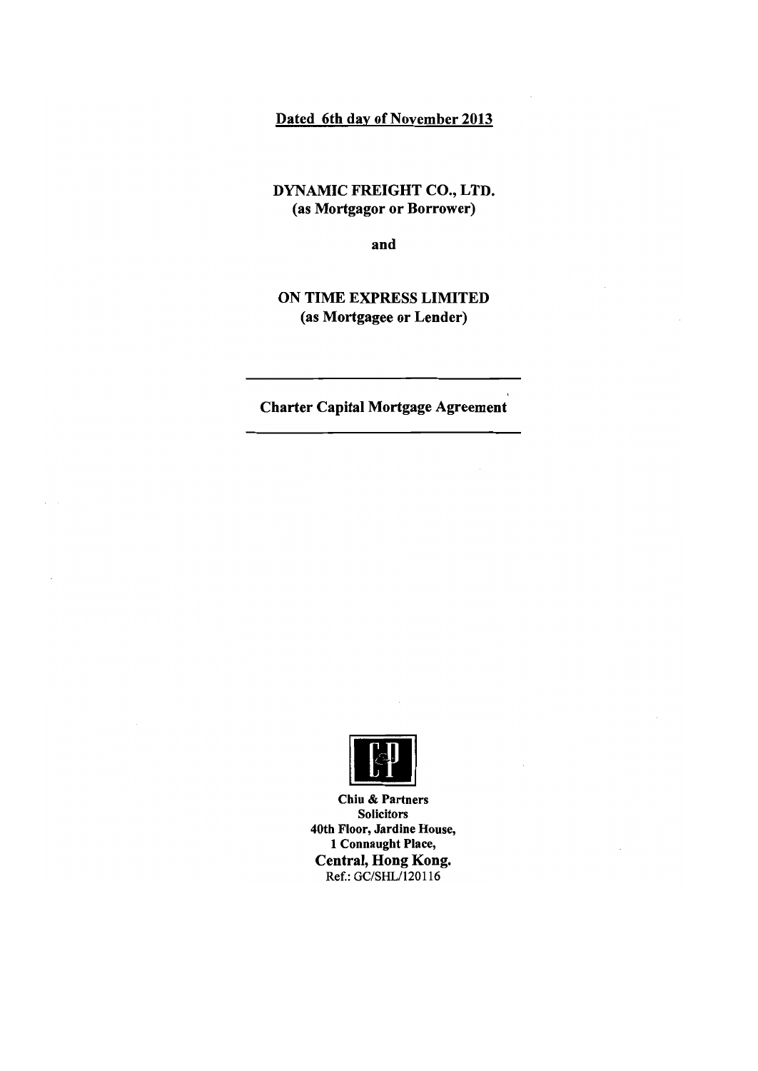**Dated 6th day of November 2013**

**DYNAMIC FREIGHT CO., LTD.**
**(as Mortgagor or Borrower)**

**and**

**ON TIME EXPRESS LIMITED**
**(as Mortgagee or Lender)**

---

**Charter Capital Mortgage Agreement**

---

**Chiu & Partners**
**Solicitors**
**40th Floor, Jardine House,**
**1 Connaught Place,**
**Central, Hong Kong.**
Ref.: GC/SHL/120116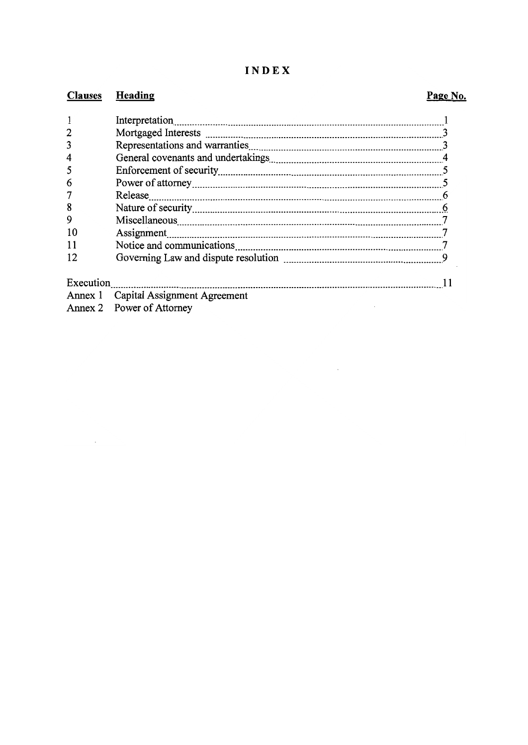# INDEX

| Clauses | Heading | Page No. |
|---|---|---|
| 1 | Interpretation | 1 |
| 2 | Mortgaged Interests | 3 |
| 3 | Representations and warranties | 3 |
| 4 | General covenants and undertakings | 4 |
| 5 | Enforcement of security | 5 |
| 6 | Power of attorney | 5 |
| 7 | Release | 6 |
| 8 | Nature of security | 6 |
| 9 | Miscellaneous | 7 |
| 10 | Assignment | 7 |
| 11 | Notice and communications | 7 |
| 12 | Governing Law and dispute resolution | 9 |
| Execution | | 11 |
| Annex 1 | Capital Assignment Agreement | |
| Annex 2 | Power of Attorney | |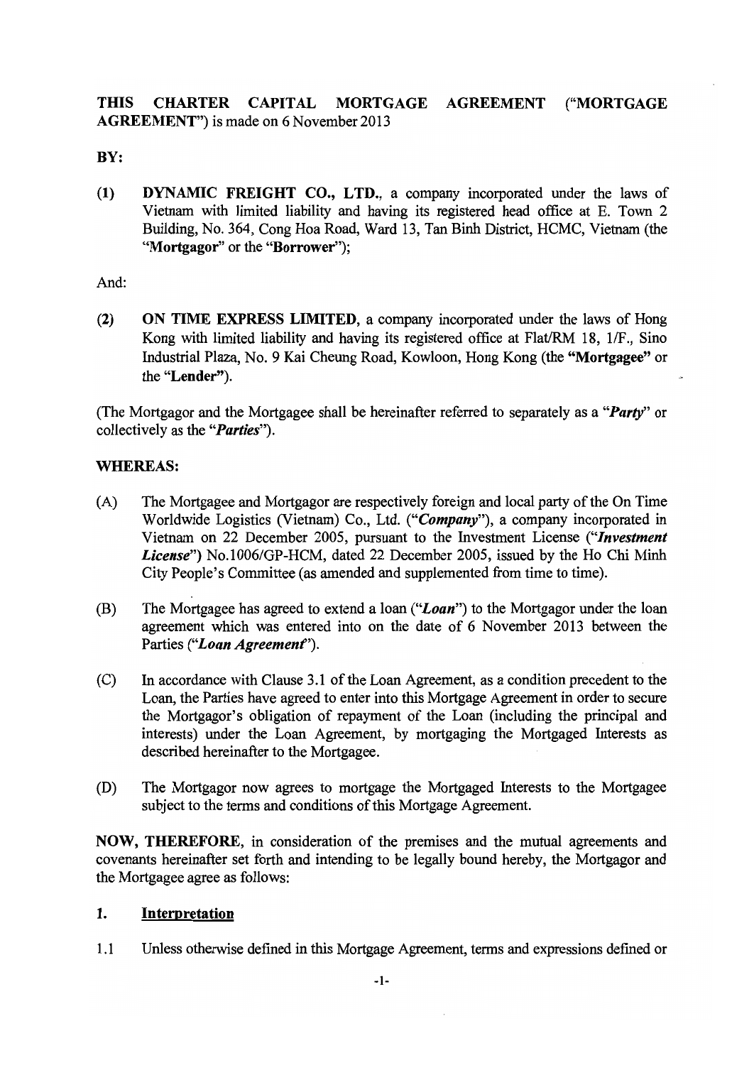**THIS CHARTER CAPITAL MORTGAGE AGREEMENT ("MORTGAGE AGREEMENT")** is made on 6 November 2013

**BY:**

**(1)** **DYNAMIC FREIGHT CO., LTD.**, a company incorporated under the laws of Vietnam with limited liability and having its registered head office at E. Town 2 Building, No. 364, Cong Hoa Road, Ward 13, Tan Binh District, HCMC, Vietnam (the "**Mortgagor**" or the "**Borrower**");

And:

**(2)** **ON TIME EXPRESS LIMITED**, a company incorporated under the laws of Hong Kong with limited liability and having its registered office at Flat/RM 18, 1/F., Sino Industrial Plaza, No. 9 Kai Cheung Road, Kowloon, Hong Kong (the **"Mortgagee"** or the "**Lender"**).

(The Mortgagor and the Mortgagee shall be hereinafter referred to separately as a "***Party***" or collectively as the "***Parties***").

**WHEREAS:**

(A) The Mortgagee and Mortgagor are respectively foreign and local party of the On Time Worldwide Logistics (Vietnam) Co., Ltd. ("***Company***"), a company incorporated in Vietnam on 22 December 2005, pursuant to the Investment License ("***Investment License***") No.1006/GP-HCM, dated 22 December 2005, issued by the Ho Chi Minh City People's Committee (as amended and supplemented from time to time).

(B) The Mortgagee has agreed to extend a loan ("***Loan***") to the Mortgagor under the loan agreement which was entered into on the date of 6 November 2013 between the Parties ("***Loan Agreement***").

(C) In accordance with Clause 3.1 of the Loan Agreement, as a condition precedent to the Loan, the Parties have agreed to enter into this Mortgage Agreement in order to secure the Mortgagor's obligation of repayment of the Loan (including the principal and interests) under the Loan Agreement, by mortgaging the Mortgaged Interests as described hereinafter to the Mortgagee.

(D) The Mortgagor now agrees to mortgage the Mortgaged Interests to the Mortgagee subject to the terms and conditions of this Mortgage Agreement.

**NOW, THEREFORE**, in consideration of the premises and the mutual agreements and covenants hereinafter set forth and intending to be legally bound hereby, the Mortgagor and the Mortgagee agree as follows:

## 1. Interpretation

1.1 Unless otherwise defined in this Mortgage Agreement, terms and expressions defined or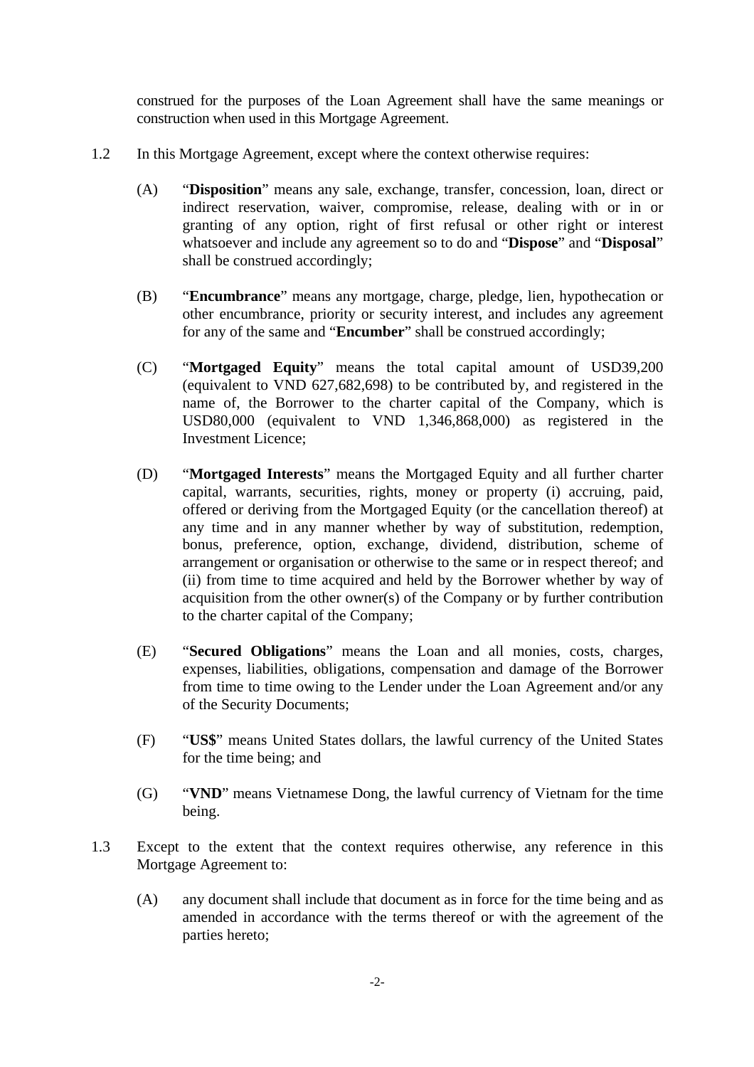construed for the purposes of the Loan Agreement shall have the same meanings or construction when used in this Mortgage Agreement.

1.2 In this Mortgage Agreement, except where the context otherwise requires:

(A) "**Disposition**" means any sale, exchange, transfer, concession, loan, direct or indirect reservation, waiver, compromise, release, dealing with or in or granting of any option, right of first refusal or other right or interest whatsoever and include any agreement so to do and "**Dispose**" and "**Disposal**" shall be construed accordingly;

(B) "**Encumbrance**" means any mortgage, charge, pledge, lien, hypothecation or other encumbrance, priority or security interest, and includes any agreement for any of the same and "**Encumber**" shall be construed accordingly;

(C) "**Mortgaged Equity**" means the total capital amount of USD39,200 (equivalent to VND 627,682,698) to be contributed by, and registered in the name of, the Borrower to the charter capital of the Company, which is USD80,000 (equivalent to VND 1,346,868,000) as registered in the Investment Licence;

(D) "**Mortgaged Interests**" means the Mortgaged Equity and all further charter capital, warrants, securities, rights, money or property (i) accruing, paid, offered or deriving from the Mortgaged Equity (or the cancellation thereof) at any time and in any manner whether by way of substitution, redemption, bonus, preference, option, exchange, dividend, distribution, scheme of arrangement or organisation or otherwise to the same or in respect thereof; and (ii) from time to time acquired and held by the Borrower whether by way of acquisition from the other owner(s) of the Company or by further contribution to the charter capital of the Company;

(E) "**Secured Obligations**" means the Loan and all monies, costs, charges, expenses, liabilities, obligations, compensation and damage of the Borrower from time to time owing to the Lender under the Loan Agreement and/or any of the Security Documents;

(F) "**US$**" means United States dollars, the lawful currency of the United States for the time being; and

(G) "**VND**" means Vietnamese Dong, the lawful currency of Vietnam for the time being.

1.3 Except to the extent that the context requires otherwise, any reference in this Mortgage Agreement to:

(A) any document shall include that document as in force for the time being and as amended in accordance with the terms thereof or with the agreement of the parties hereto;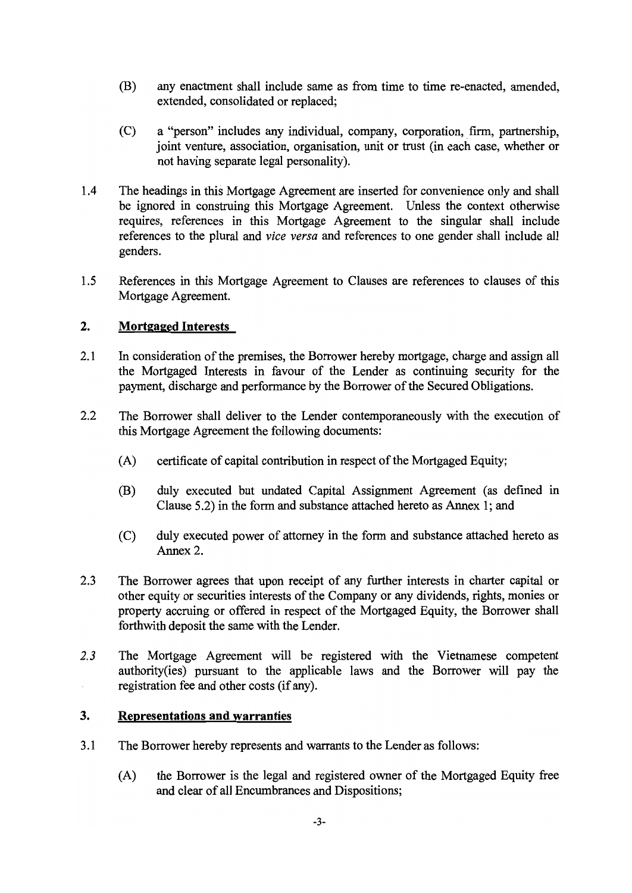(B) any enactment shall include same as from time to time re-enacted, amended, extended, consolidated or replaced;

(C) a "person" includes any individual, company, corporation, firm, partnership, joint venture, association, organisation, unit or trust (in each case, whether or not having separate legal personality).

1.4 The headings in this Mortgage Agreement are inserted for convenience only and shall be ignored in construing this Mortgage Agreement. Unless the context otherwise requires, references in this Mortgage Agreement to the singular shall include references to the plural and *vice versa* and references to one gender shall include all genders.

1.5 References in this Mortgage Agreement to Clauses are references to clauses of this Mortgage Agreement.

## 2. <u>Mortgaged Interests</u>

2.1 In consideration of the premises, the Borrower hereby mortgage, charge and assign all the Mortgaged Interests in favour of the Lender as continuing security for the payment, discharge and performance by the Borrower of the Secured Obligations.

2.2 The Borrower shall deliver to the Lender contemporaneously with the execution of this Mortgage Agreement the following documents:

(A) certificate of capital contribution in respect of the Mortgaged Equity;

(B) duly executed but undated Capital Assignment Agreement (as defined in Clause 5.2) in the form and substance attached hereto as Annex 1; and

(C) duly executed power of attorney in the form and substance attached hereto as Annex 2.

2.3 The Borrower agrees that upon receipt of any further interests in charter capital or other equity or securities interests of the Company or any dividends, rights, monies or property accruing or offered in respect of the Mortgaged Equity, the Borrower shall forthwith deposit the same with the Lender.

*2.3* The Mortgage Agreement will be registered with the Vietnamese competent authority(ies) pursuant to the applicable laws and the Borrower will pay the registration fee and other costs (if any).

## 3. <u>Representations and warranties</u>

3.1 The Borrower hereby represents and warrants to the Lender as follows:

(A) the Borrower is the legal and registered owner of the Mortgaged Equity free and clear of all Encumbrances and Dispositions;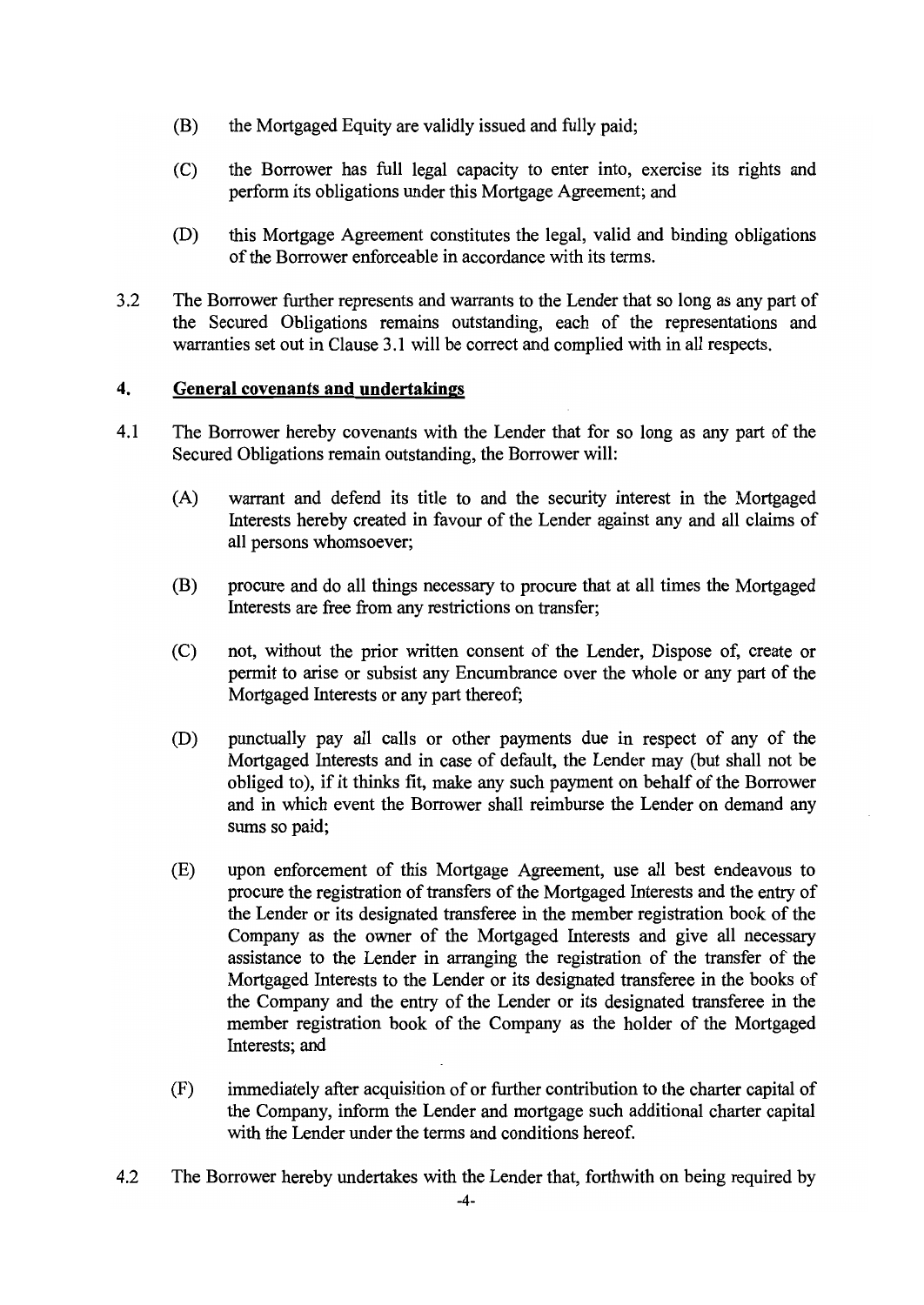(B) the Mortgaged Equity are validly issued and fully paid;

(C) the Borrower has full legal capacity to enter into, exercise its rights and perform its obligations under this Mortgage Agreement; and

(D) this Mortgage Agreement constitutes the legal, valid and binding obligations of the Borrower enforceable in accordance with its terms.

3.2 The Borrower further represents and warrants to the Lender that so long as any part of the Secured Obligations remains outstanding, each of the representations and warranties set out in Clause 3.1 will be correct and complied with in all respects.

## 4. <u>General covenants and undertakings</u>

4.1 The Borrower hereby covenants with the Lender that for so long as any part of the Secured Obligations remain outstanding, the Borrower will:

(A) warrant and defend its title to and the security interest in the Mortgaged Interests hereby created in favour of the Lender against any and all claims of all persons whomsoever;

(B) procure and do all things necessary to procure that at all times the Mortgaged Interests are free from any restrictions on transfer;

(C) not, without the prior written consent of the Lender, Dispose of, create or permit to arise or subsist any Encumbrance over the whole or any part of the Mortgaged Interests or any part thereof;

(D) punctually pay all calls or other payments due in respect of any of the Mortgaged Interests and in case of default, the Lender may (but shall not be obliged to), if it thinks fit, make any such payment on behalf of the Borrower and in which event the Borrower shall reimburse the Lender on demand any sums so paid;

(E) upon enforcement of this Mortgage Agreement, use all best endeavous to procure the registration of transfers of the Mortgaged Interests and the entry of the Lender or its designated transferee in the member registration book of the Company as the owner of the Mortgaged Interests and give all necessary assistance to the Lender in arranging the registration of the transfer of the Mortgaged Interests to the Lender or its designated transferee in the books of the Company and the entry of the Lender or its designated transferee in the member registration book of the Company as the holder of the Mortgaged Interests; and

(F) immediately after acquisition of or further contribution to the charter capital of the Company, inform the Lender and mortgage such additional charter capital with the Lender under the terms and conditions hereof.

4.2 The Borrower hereby undertakes with the Lender that, forthwith on being required by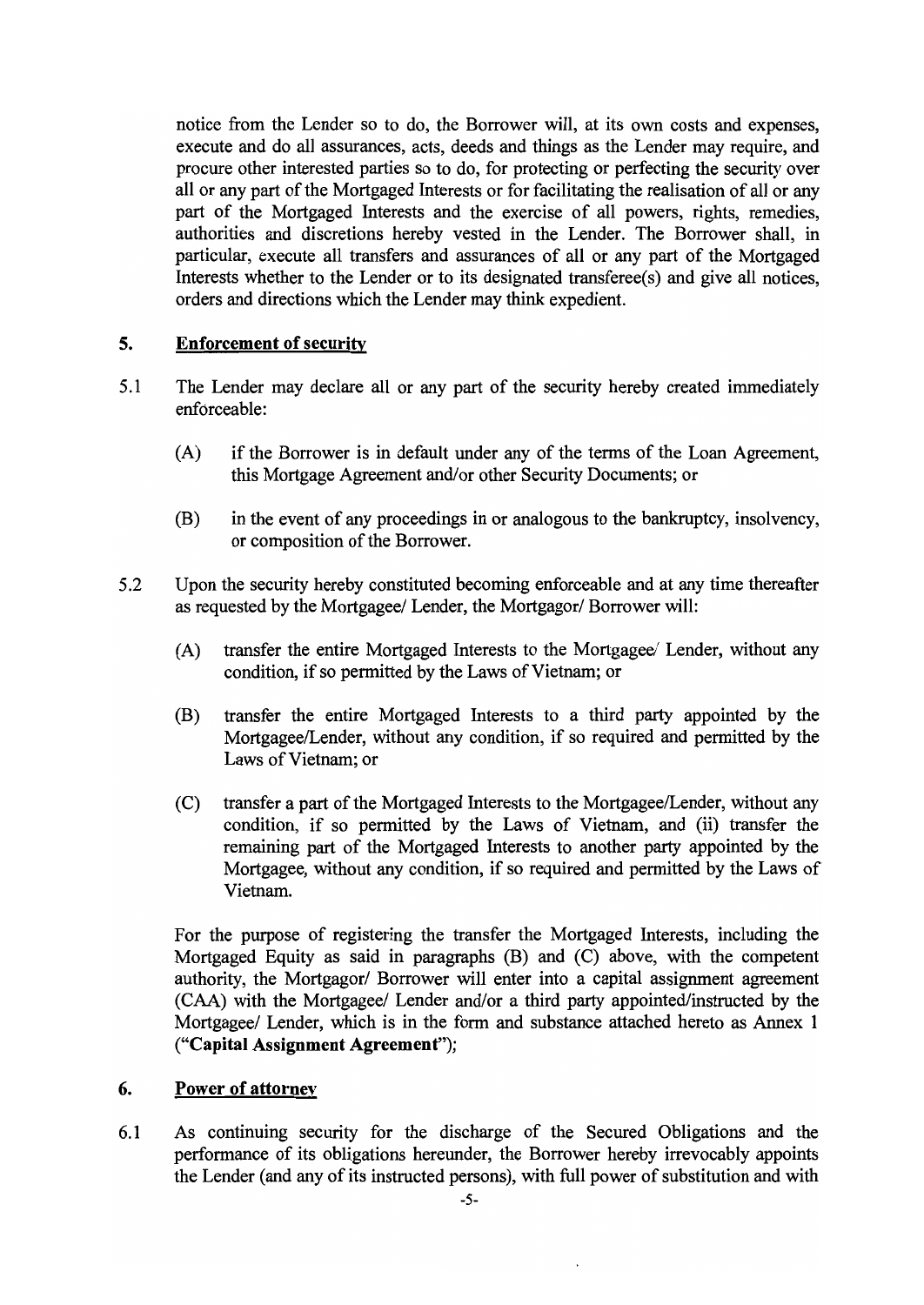notice from the Lender so to do, the Borrower will, at its own costs and expenses, execute and do all assurances, acts, deeds and things as the Lender may require, and procure other interested parties so to do, for protecting or perfecting the security over all or any part of the Mortgaged Interests or for facilitating the realisation of all or any part of the Mortgaged Interests and the exercise of all powers, rights, remedies, authorities and discretions hereby vested in the Lender. The Borrower shall, in particular, execute all transfers and assurances of all or any part of the Mortgaged Interests whether to the Lender or to its designated transferee(s) and give all notices, orders and directions which the Lender may think expedient.

## 5. Enforcement of security

5.1 The Lender may declare all or any part of the security hereby created immediately enforceable:

(A) if the Borrower is in default under any of the terms of the Loan Agreement, this Mortgage Agreement and/or other Security Documents; or

(B) in the event of any proceedings in or analogous to the bankruptcy, insolvency, or composition of the Borrower.

5.2 Upon the security hereby constituted becoming enforceable and at any time thereafter as requested by the Mortgagee/ Lender, the Mortgagor/ Borrower will:

(A) transfer the entire Mortgaged Interests to the Mortgagee/ Lender, without any condition, if so permitted by the Laws of Vietnam; or

(B) transfer the entire Mortgaged Interests to a third party appointed by the Mortgagee/Lender, without any condition, if so required and permitted by the Laws of Vietnam; or

(C) transfer a part of the Mortgaged Interests to the Mortgagee/Lender, without any condition, if so permitted by the Laws of Vietnam, and (ii) transfer the remaining part of the Mortgaged Interests to another party appointed by the Mortgagee, without any condition, if so required and permitted by the Laws of Vietnam.

For the purpose of registering the transfer the Mortgaged Interests, including the Mortgaged Equity as said in paragraphs (B) and (C) above, with the competent authority, the Mortgagor/ Borrower will enter into a capital assignment agreement (CAA) with the Mortgagee/ Lender and/or a third party appointed/instructed by the Mortgagee/ Lender, which is in the form and substance attached hereto as Annex 1 (**"Capital Assignment Agreement"**);

## 6. Power of attorney

6.1 As continuing security for the discharge of the Secured Obligations and the performance of its obligations hereunder, the Borrower hereby irrevocably appoints the Lender (and any of its instructed persons), with full power of substitution and with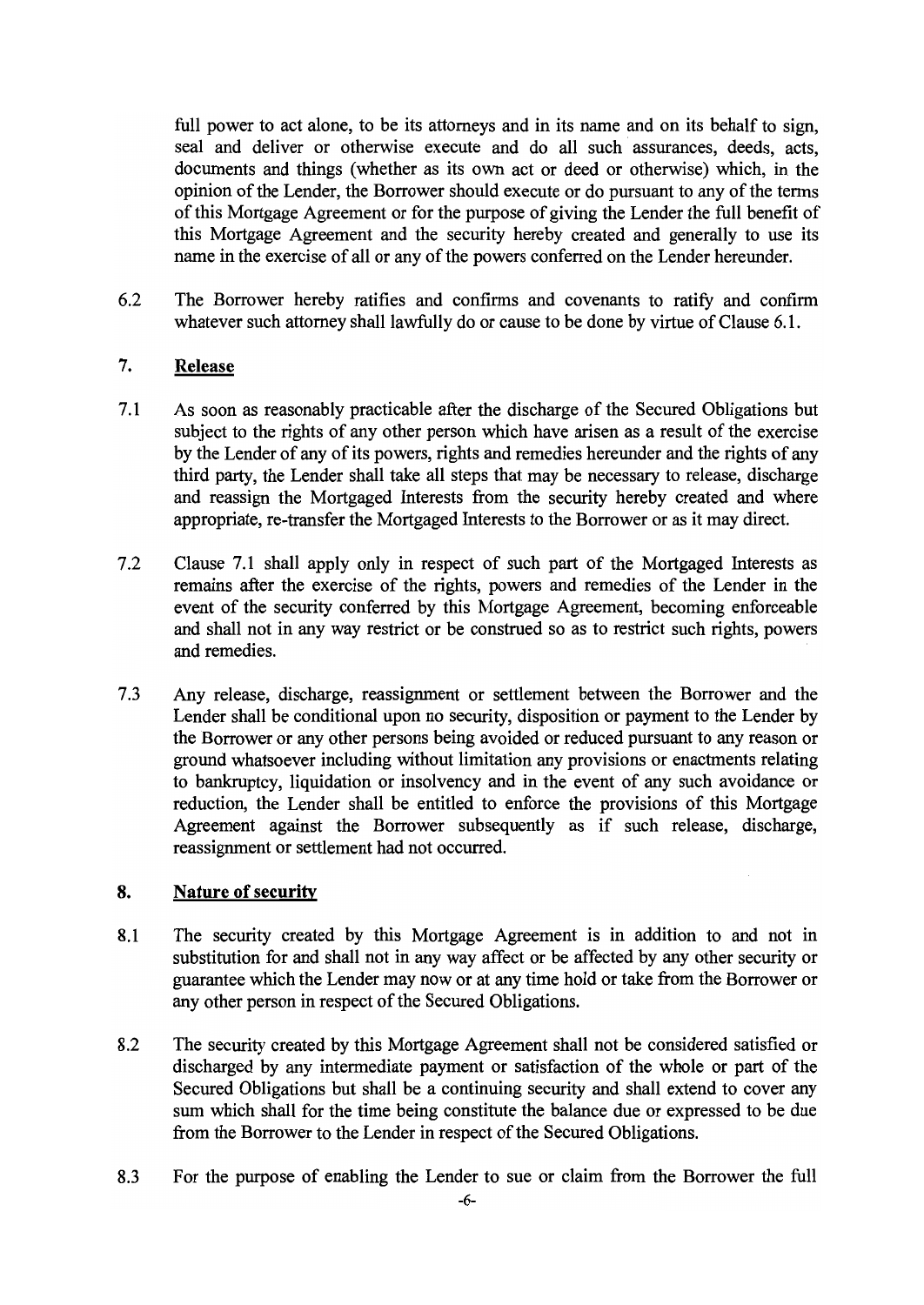full power to act alone, to be its attorneys and in its name and on its behalf to sign, seal and deliver or otherwise execute and do all such assurances, deeds, acts, documents and things (whether as its own act or deed or otherwise) which, in the opinion of the Lender, the Borrower should execute or do pursuant to any of the terms of this Mortgage Agreement or for the purpose of giving the Lender the full benefit of this Mortgage Agreement and the security hereby created and generally to use its name in the exercise of all or any of the powers conferred on the Lender hereunder.

6.2 The Borrower hereby ratifies and confirms and covenants to ratify and confirm whatever such attorney shall lawfully do or cause to be done by virtue of Clause 6.1.

## 7. Release

7.1 As soon as reasonably practicable after the discharge of the Secured Obligations but subject to the rights of any other person which have arisen as a result of the exercise by the Lender of any of its powers, rights and remedies hereunder and the rights of any third party, the Lender shall take all steps that may be necessary to release, discharge and reassign the Mortgaged Interests from the security hereby created and where appropriate, re-transfer the Mortgaged Interests to the Borrower or as it may direct.

7.2 Clause 7.1 shall apply only in respect of such part of the Mortgaged Interests as remains after the exercise of the rights, powers and remedies of the Lender in the event of the security conferred by this Mortgage Agreement, becoming enforceable and shall not in any way restrict or be construed so as to restrict such rights, powers and remedies.

7.3 Any release, discharge, reassignment or settlement between the Borrower and the Lender shall be conditional upon no security, disposition or payment to the Lender by the Borrower or any other persons being avoided or reduced pursuant to any reason or ground whatsoever including without limitation any provisions or enactments relating to bankruptcy, liquidation or insolvency and in the event of any such avoidance or reduction, the Lender shall be entitled to enforce the provisions of this Mortgage Agreement against the Borrower subsequently as if such release, discharge, reassignment or settlement had not occurred.

## 8. Nature of security

8.1 The security created by this Mortgage Agreement is in addition to and not in substitution for and shall not in any way affect or be affected by any other security or guarantee which the Lender may now or at any time hold or take from the Borrower or any other person in respect of the Secured Obligations.

8.2 The security created by this Mortgage Agreement shall not be considered satisfied or discharged by any intermediate payment or satisfaction of the whole or part of the Secured Obligations but shall be a continuing security and shall extend to cover any sum which shall for the time being constitute the balance due or expressed to be due from the Borrower to the Lender in respect of the Secured Obligations.

8.3 For the purpose of enabling the Lender to sue or claim from the Borrower the full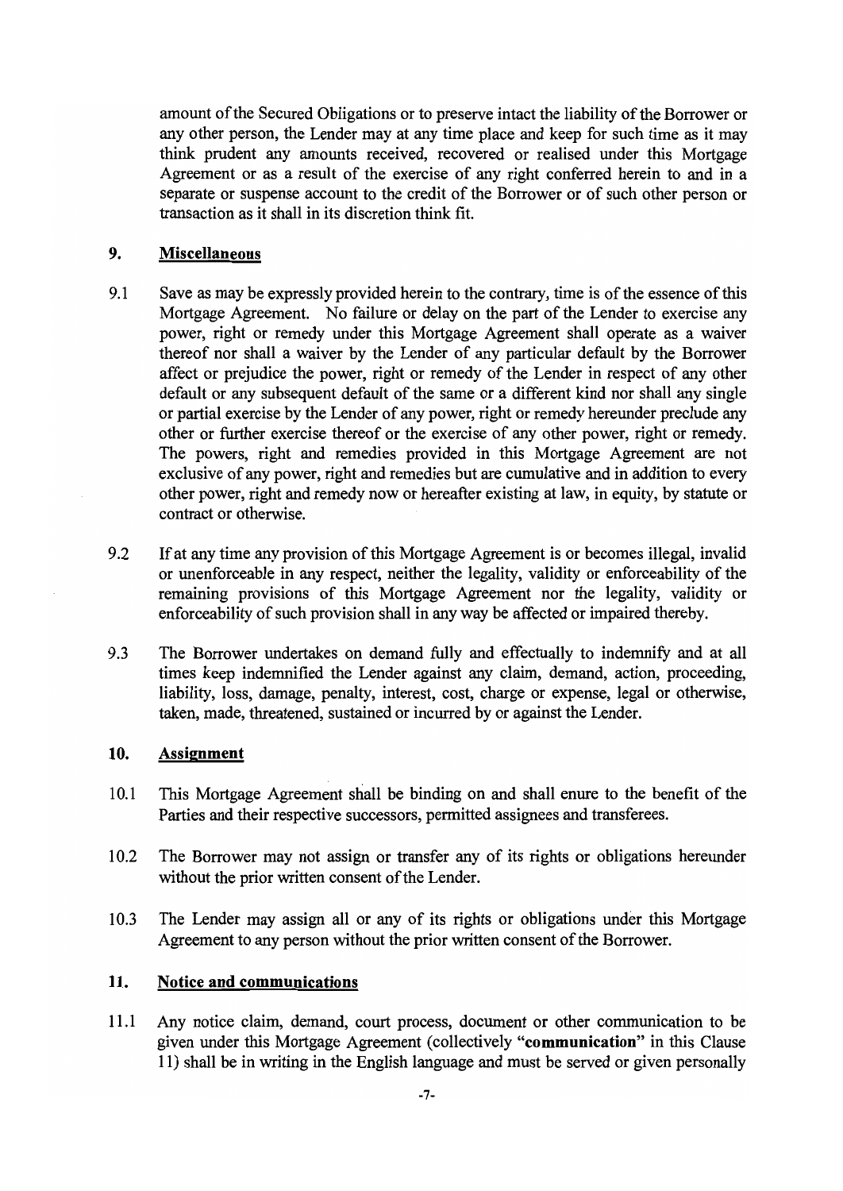amount of the Secured Obligations or to preserve intact the liability of the Borrower or any other person, the Lender may at any time place and keep for such time as it may think prudent any amounts received, recovered or realised under this Mortgage Agreement or as a result of the exercise of any right conferred herein to and in a separate or suspense account to the credit of the Borrower or of such other person or transaction as it shall in its discretion think fit.

## 9. Miscellaneous

9.1 Save as may be expressly provided herein to the contrary, time is of the essence of this Mortgage Agreement. No failure or delay on the part of the Lender to exercise any power, right or remedy under this Mortgage Agreement shall operate as a waiver thereof nor shall a waiver by the Lender of any particular default by the Borrower affect or prejudice the power, right or remedy of the Lender in respect of any other default or any subsequent default of the same or a different kind nor shall any single or partial exercise by the Lender of any power, right or remedy hereunder preclude any other or further exercise thereof or the exercise of any other power, right or remedy. The powers, right and remedies provided in this Mortgage Agreement are not exclusive of any power, right and remedies but are cumulative and in addition to every other power, right and remedy now or hereafter existing at law, in equity, by statute or contract or otherwise.

9.2 If at any time any provision of this Mortgage Agreement is or becomes illegal, invalid or unenforceable in any respect, neither the legality, validity or enforceability of the remaining provisions of this Mortgage Agreement nor the legality, validity or enforceability of such provision shall in any way be affected or impaired thereby.

9.3 The Borrower undertakes on demand fully and effectually to indemnify and at all times keep indemnified the Lender against any claim, demand, action, proceeding, liability, loss, damage, penalty, interest, cost, charge or expense, legal or otherwise, taken, made, threatened, sustained or incurred by or against the Lender.

## 10. Assignment

10.1 This Mortgage Agreement shall be binding on and shall enure to the benefit of the Parties and their respective successors, permitted assignees and transferees.

10.2 The Borrower may not assign or transfer any of its rights or obligations hereunder without the prior written consent of the Lender.

10.3 The Lender may assign all or any of its rights or obligations under this Mortgage Agreement to any person without the prior written consent of the Borrower.

## 11. Notice and communications

11.1 Any notice claim, demand, court process, document or other communication to be given under this Mortgage Agreement (collectively "**communication**" in this Clause 11) shall be in writing in the English language and must be served or given personally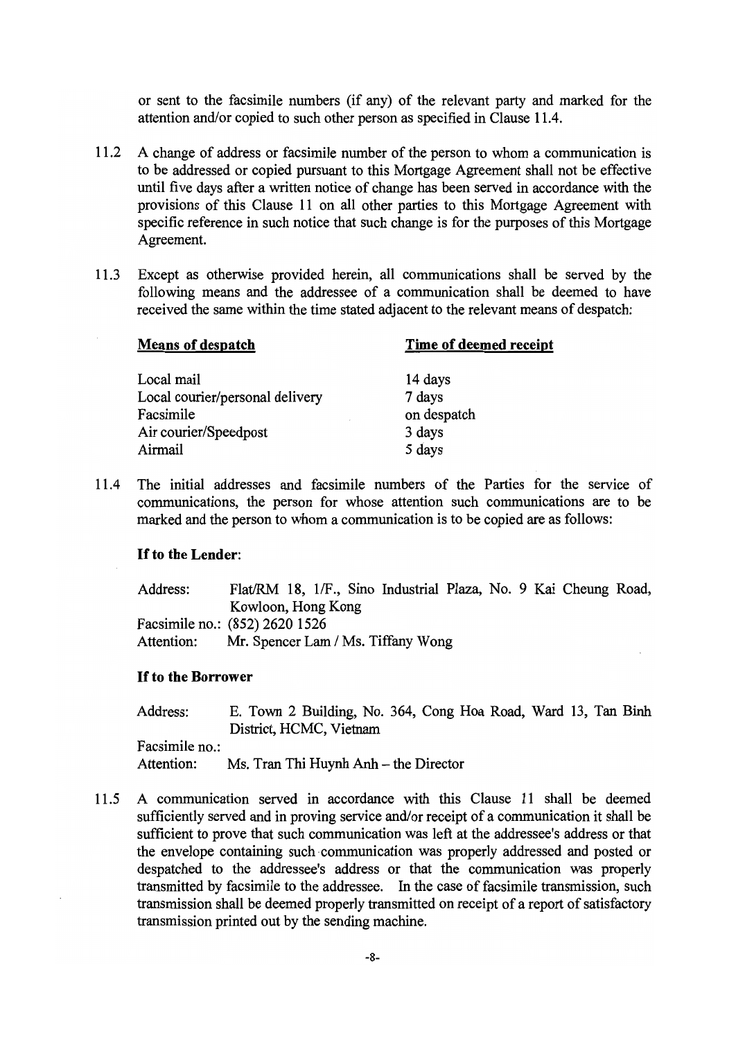or sent to the facsimile numbers (if any) of the relevant party and marked for the attention and/or copied to such other person as specified in Clause 11.4.

11.2 A change of address or facsimile number of the person to whom a communication is to be addressed or copied pursuant to this Mortgage Agreement shall not be effective until five days after a written notice of change has been served in accordance with the provisions of this Clause 11 on all other parties to this Mortgage Agreement with specific reference in such notice that such change is for the purposes of this Mortgage Agreement.

11.3 Except as otherwise provided herein, all communications shall be served by the following means and the addressee of a communication shall be deemed to have received the same within the time stated adjacent to the relevant means of despatch:

| Means of despatch | Time of deemed receipt |
|---|---|
| Local mail | 14 days |
| Local courier/personal delivery | 7 days |
| Facsimile | on despatch |
| Air courier/Speedpost | 3 days |
| Airmail | 5 days |

11.4 The initial addresses and facsimile numbers of the Parties for the service of communications, the person for whose attention such communications are to be marked and the person to whom a communication is to be copied are as follows:

**If to the Lender**:

Address: Flat/RM 18, 1/F., Sino Industrial Plaza, No. 9 Kai Cheung Road, Kowloon, Hong Kong
Facsimile no.: (852) 2620 1526
Attention: Mr. Spencer Lam / Ms. Tiffany Wong

**If to the Borrower**

Address: E. Town 2 Building, No. 364, Cong Hoa Road, Ward 13, Tan Binh District, HCMC, Vietnam
Facsimile no.:
Attention: Ms. Tran Thi Huynh Anh – the Director

11.5 A communication served in accordance with this Clause 11 shall be deemed sufficiently served and in proving service and/or receipt of a communication it shall be sufficient to prove that such communication was left at the addressee's address or that the envelope containing such communication was properly addressed and posted or despatched to the addressee's address or that the communication was properly transmitted by facsimile to the addressee. In the case of facsimile transmission, such transmission shall be deemed properly transmitted on receipt of a report of satisfactory transmission printed out by the sending machine.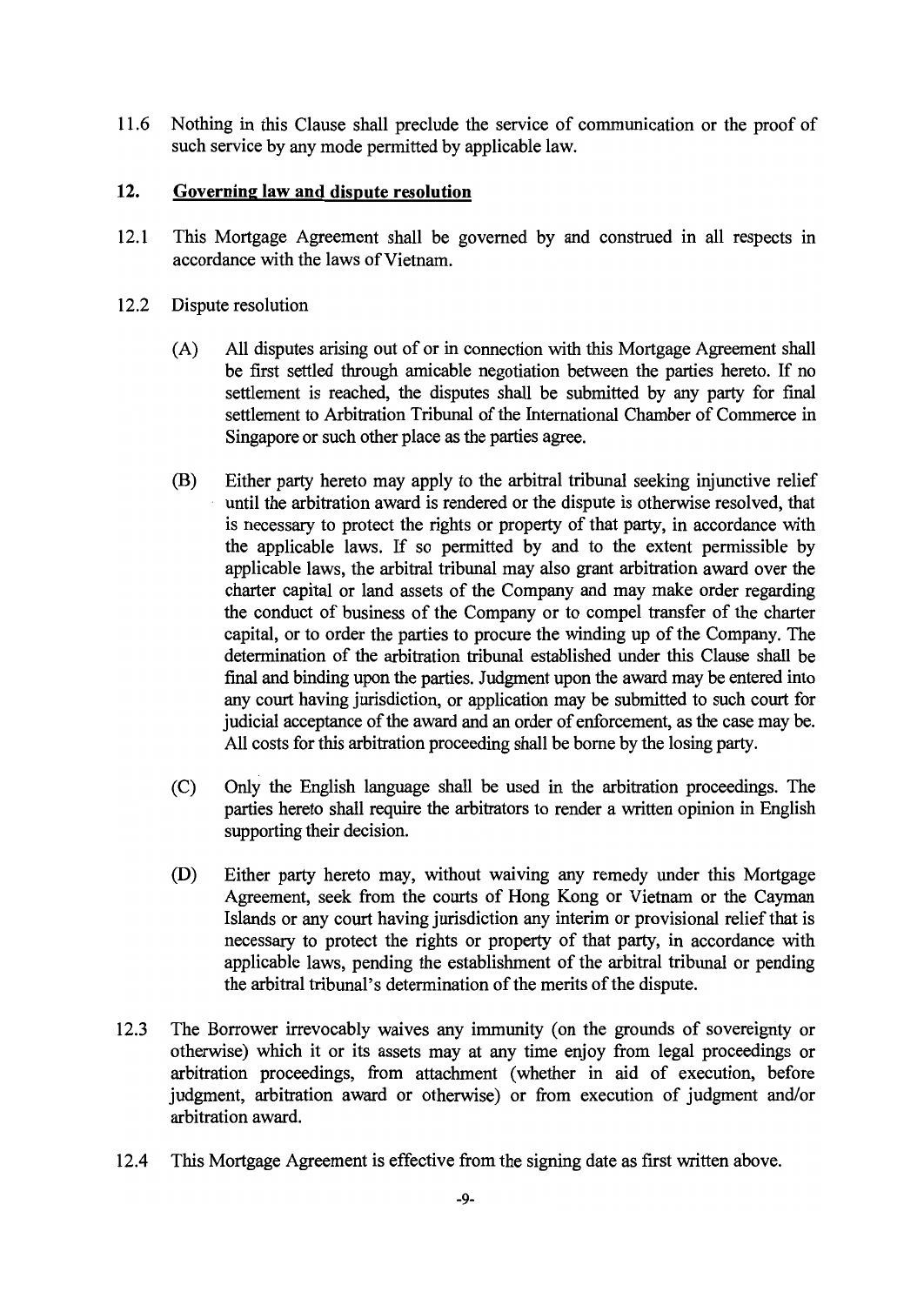11.6 Nothing in this Clause shall preclude the service of communication or the proof of such service by any mode permitted by applicable law.

## 12. Governing law and dispute resolution

12.1 This Mortgage Agreement shall be governed by and construed in all respects in accordance with the laws of Vietnam.

12.2 Dispute resolution

(A) All disputes arising out of or in connection with this Mortgage Agreement shall be first settled through amicable negotiation between the parties hereto. If no settlement is reached, the disputes shall be submitted by any party for final settlement to Arbitration Tribunal of the International Chamber of Commerce in Singapore or such other place as the parties agree.

(B) Either party hereto may apply to the arbitral tribunal seeking injunctive relief until the arbitration award is rendered or the dispute is otherwise resolved, that is necessary to protect the rights or property of that party, in accordance with the applicable laws. If so permitted by and to the extent permissible by applicable laws, the arbitral tribunal may also grant arbitration award over the charter capital or land assets of the Company and may make order regarding the conduct of business of the Company or to compel transfer of the charter capital, or to order the parties to procure the winding up of the Company. The determination of the arbitration tribunal established under this Clause shall be final and binding upon the parties. Judgment upon the award may be entered into any court having jurisdiction, or application may be submitted to such court for judicial acceptance of the award and an order of enforcement, as the case may be. All costs for this arbitration proceeding shall be borne by the losing party.

(C) Only the English language shall be used in the arbitration proceedings. The parties hereto shall require the arbitrators to render a written opinion in English supporting their decision.

(D) Either party hereto may, without waiving any remedy under this Mortgage Agreement, seek from the courts of Hong Kong or Vietnam or the Cayman Islands or any court having jurisdiction any interim or provisional relief that is necessary to protect the rights or property of that party, in accordance with applicable laws, pending the establishment of the arbitral tribunal or pending the arbitral tribunal's determination of the merits of the dispute.

12.3 The Borrower irrevocably waives any immunity (on the grounds of sovereignty or otherwise) which it or its assets may at any time enjoy from legal proceedings or arbitration proceedings, from attachment (whether in aid of execution, before judgment, arbitration award or otherwise) or from execution of judgment and/or arbitration award.

12.4 This Mortgage Agreement is effective from the signing date as first written above.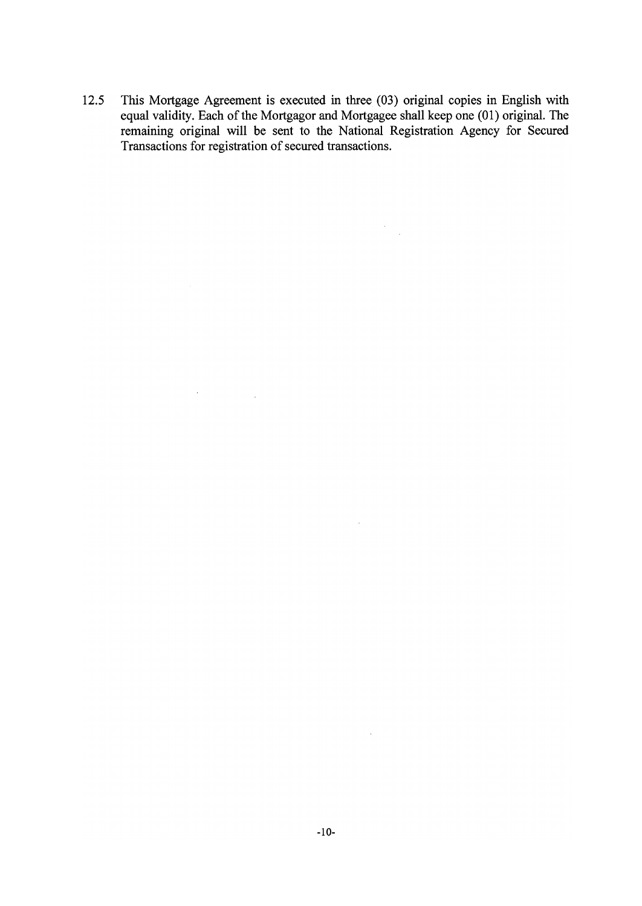12.5 This Mortgage Agreement is executed in three (03) original copies in English with equal validity. Each of the Mortgagor and Mortgagee shall keep one (01) original. The remaining original will be sent to the National Registration Agency for Secured Transactions for registration of secured transactions.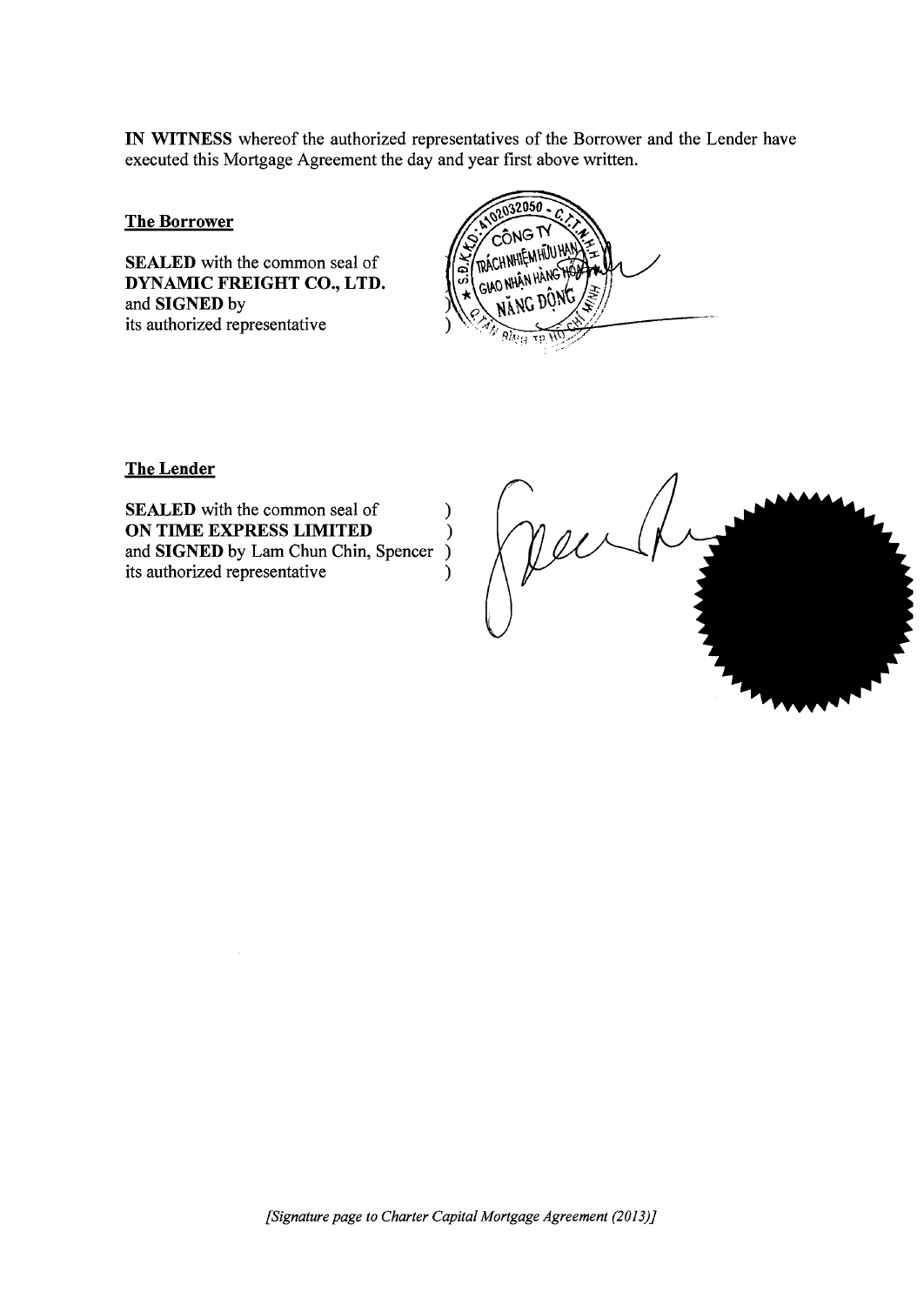**IN WITNESS** whereof the authorized representatives of the Borrower and the Lender have executed this Mortgage Agreement the day and year first above written.

**The Borrower**

**SEALED** with the common seal of
**DYNAMIC FREIGHT CO., LTD.**
and **SIGNED** by
its authorized representative )
)

**The Lender**

**SEALED** with the common seal of )
**ON TIME EXPRESS LIMITED** )
and **SIGNED** by Lam Chun Chin, Spencer )
its authorized representative )

*[Signature page to Charter Capital Mortgage Agreement (2013)]*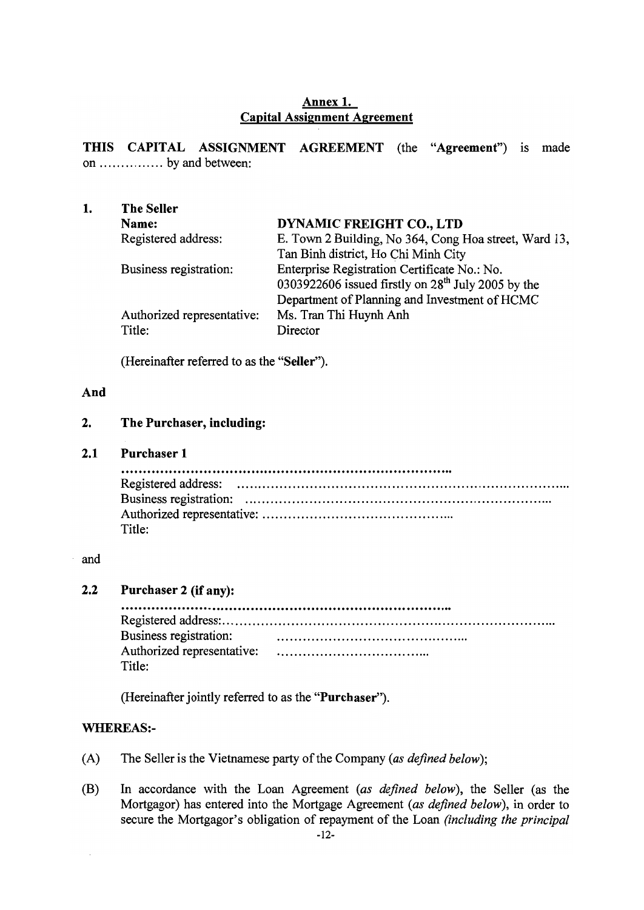**Annex 1.**
**Capital Assignment Agreement**

**THIS CAPITAL ASSIGNMENT AGREEMENT** (the "**Agreement**") is made on …………… by and between:

**1. The Seller**

| | |
|---|---|
| **Name:** | **DYNAMIC FREIGHT CO., LTD** |
| Registered address: | E. Town 2 Building, No 364, Cong Hoa street, Ward 13, Tan Binh district, Ho Chi Minh City |
| Business registration: | Enterprise Registration Certificate No.: No. 0303922606 issued firstly on 28th July 2005 by the Department of Planning and Investment of HCMC |
| Authorized representative: | Ms. Tran Thi Huynh Anh |
| Title: | Director |

(Hereinafter referred to as the "**Seller**").

**And**

**2. The Purchaser, including:**

**2.1 Purchaser 1**

……………………………………………………………………
Registered address: ……………………………………………………………………
Business registration: ……………………………………………………………………
Authorized representative: ……………………………………………
Title:

and

**2.2 Purchaser 2 (if any):**

……………………………………………………………………
Registered address:……………………………………………………………………
Business registration: ……………………………………………
Authorized representative: ……………………………………
Title:

(Hereinafter jointly referred to as the "**Purchaser**").

**WHEREAS:-**

(A) The Seller is the Vietnamese party of the Company (*as defined below*);

(B) In accordance with the Loan Agreement (*as defined below*), the Seller (as the Mortgagor) has entered into the Mortgage Agreement (*as defined below*), in order to secure the Mortgagor's obligation of repayment of the Loan *(including the principal*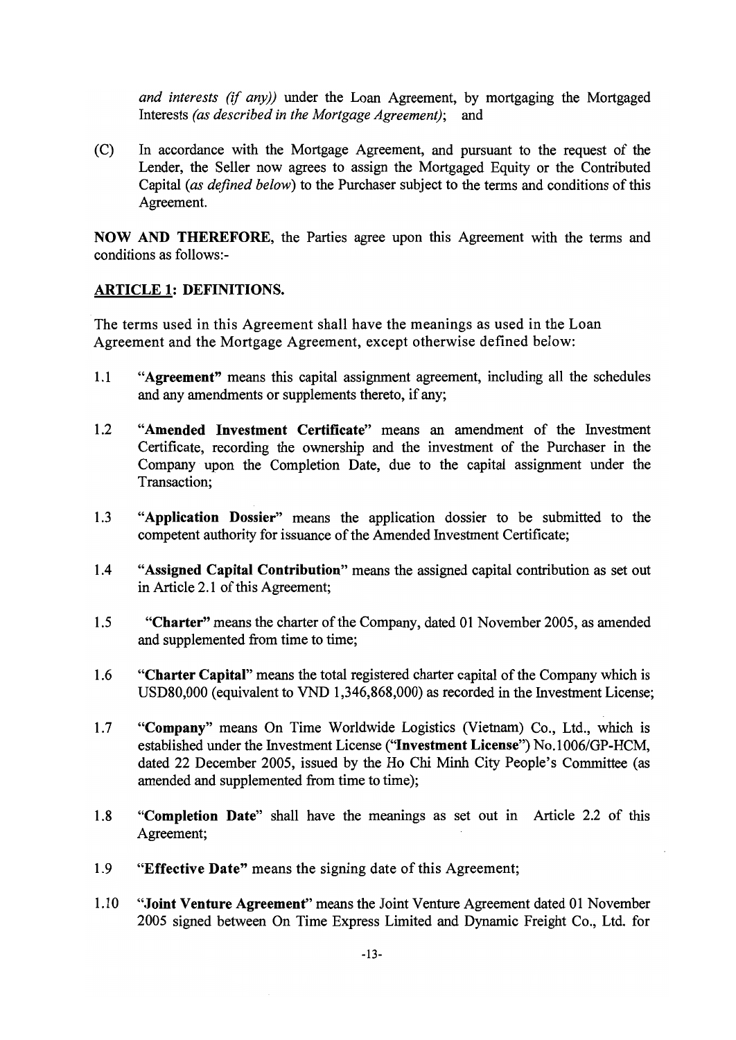*and interests (if any))* under the Loan Agreement, by mortgaging the Mortgaged Interests *(as described in the Mortgage Agreement)*; and

(C) In accordance with the Mortgage Agreement, and pursuant to the request of the Lender, the Seller now agrees to assign the Mortgaged Equity or the Contributed Capital *(as defined below)* to the Purchaser subject to the terms and conditions of this Agreement.

**NOW AND THEREFORE**, the Parties agree upon this Agreement with the terms and conditions as follows:-

**ARTICLE 1: DEFINITIONS.**

The terms used in this Agreement shall have the meanings as used in the Loan Agreement and the Mortgage Agreement, except otherwise defined below:

1.1 "**Agreement**" means this capital assignment agreement, including all the schedules and any amendments or supplements thereto, if any;

1.2 "**Amended Investment Certificate**" means an amendment of the Investment Certificate, recording the ownership and the investment of the Purchaser in the Company upon the Completion Date, due to the capital assignment under the Transaction;

1.3 "**Application Dossier**" means the application dossier to be submitted to the competent authority for issuance of the Amended Investment Certificate;

1.4 "**Assigned Capital Contribution**" means the assigned capital contribution as set out in Article 2.1 of this Agreement;

1.5 "**Charter**" means the charter of the Company, dated 01 November 2005, as amended and supplemented from time to time;

1.6 "**Charter Capital**" means the total registered charter capital of the Company which is USD80,000 (equivalent to VND 1,346,868,000) as recorded in the Investment License;

1.7 "**Company**" means On Time Worldwide Logistics (Vietnam) Co., Ltd., which is established under the Investment License ("**Investment License**") No.1006/GP-HCM, dated 22 December 2005, issued by the Ho Chi Minh City People's Committee (as amended and supplemented from time to time);

1.8 "**Completion Date**" shall have the meanings as set out in Article 2.2 of this Agreement;

1.9 "**Effective Date**" means the signing date of this Agreement;

1.10 "**Joint Venture Agreement**" means the Joint Venture Agreement dated 01 November 2005 signed between On Time Express Limited and Dynamic Freight Co., Ltd. for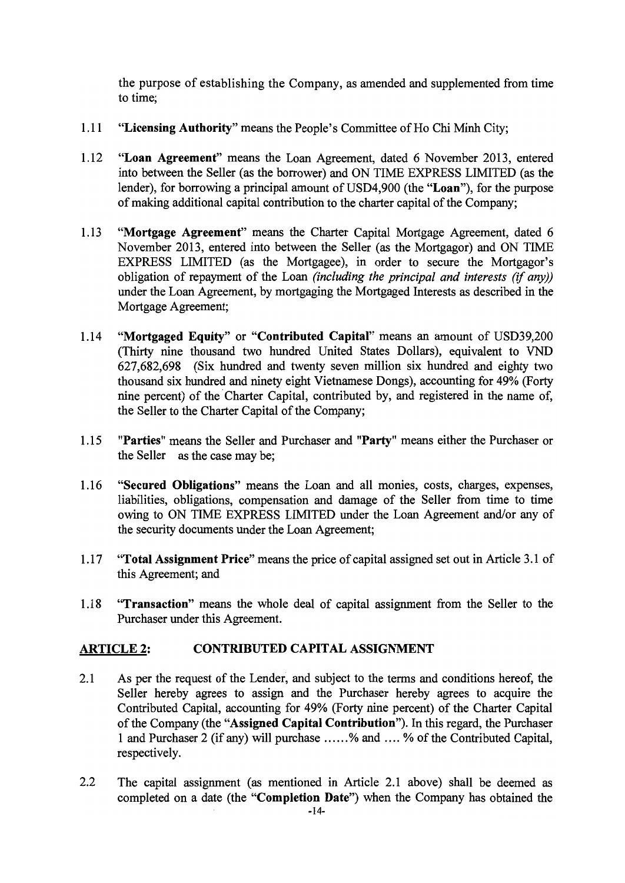the purpose of establishing the Company, as amended and supplemented from time to time;

1.11 "**Licensing Authority**" means the People's Committee of Ho Chi Minh City;

1.12 "**Loan Agreement**" means the Loan Agreement, dated 6 November 2013, entered into between the Seller (as the borrower) and ON TIME EXPRESS LIMITED (as the lender), for borrowing a principal amount of USD4,900 (the "**Loan**"), for the purpose of making additional capital contribution to the charter capital of the Company;

1.13 "**Mortgage Agreement**" means the Charter Capital Mortgage Agreement, dated 6 November 2013, entered into between the Seller (as the Mortgagor) and ON TIME EXPRESS LIMITED (as the Mortgagee), in order to secure the Mortgagor's obligation of repayment of the Loan *(including the principal and interests (if any))* under the Loan Agreement, by mortgaging the Mortgaged Interests as described in the Mortgage Agreement;

1.14 "**Mortgaged Equity**" or "**Contributed Capital**" means an amount of USD39,200 (Thirty nine thousand two hundred United States Dollars), equivalent to VND 627,682,698 (Six hundred and twenty seven million six hundred and eighty two thousand six hundred and ninety eight Vietnamese Dongs), accounting for 49% (Forty nine percent) of the Charter Capital, contributed by, and registered in the name of, the Seller to the Charter Capital of the Company;

1.15 "**Parties**" means the Seller and Purchaser and "**Party**" means either the Purchaser or the Seller as the case may be;

1.16 "**Secured Obligations**" means the Loan and all monies, costs, charges, expenses, liabilities, obligations, compensation and damage of the Seller from time to time owing to ON TIME EXPRESS LIMITED under the Loan Agreement and/or any of the security documents under the Loan Agreement;

1.17 "**Total Assignment Price**" means the price of capital assigned set out in Article 3.1 of this Agreement; and

1.18 "**Transaction**" means the whole deal of capital assignment from the Seller to the Purchaser under this Agreement.

## ARTICLE 2: CONTRIBUTED CAPITAL ASSIGNMENT

2.1 As per the request of the Lender, and subject to the terms and conditions hereof, the Seller hereby agrees to assign and the Purchaser hereby agrees to acquire the Contributed Capital, accounting for 49% (Forty nine percent) of the Charter Capital of the Company (the "**Assigned Capital Contribution**"). In this regard, the Purchaser 1 and Purchaser 2 (if any) will purchase ......% and .... % of the Contributed Capital, respectively.

2.2 The capital assignment (as mentioned in Article 2.1 above) shall be deemed as completed on a date (the "**Completion Date**") when the Company has obtained the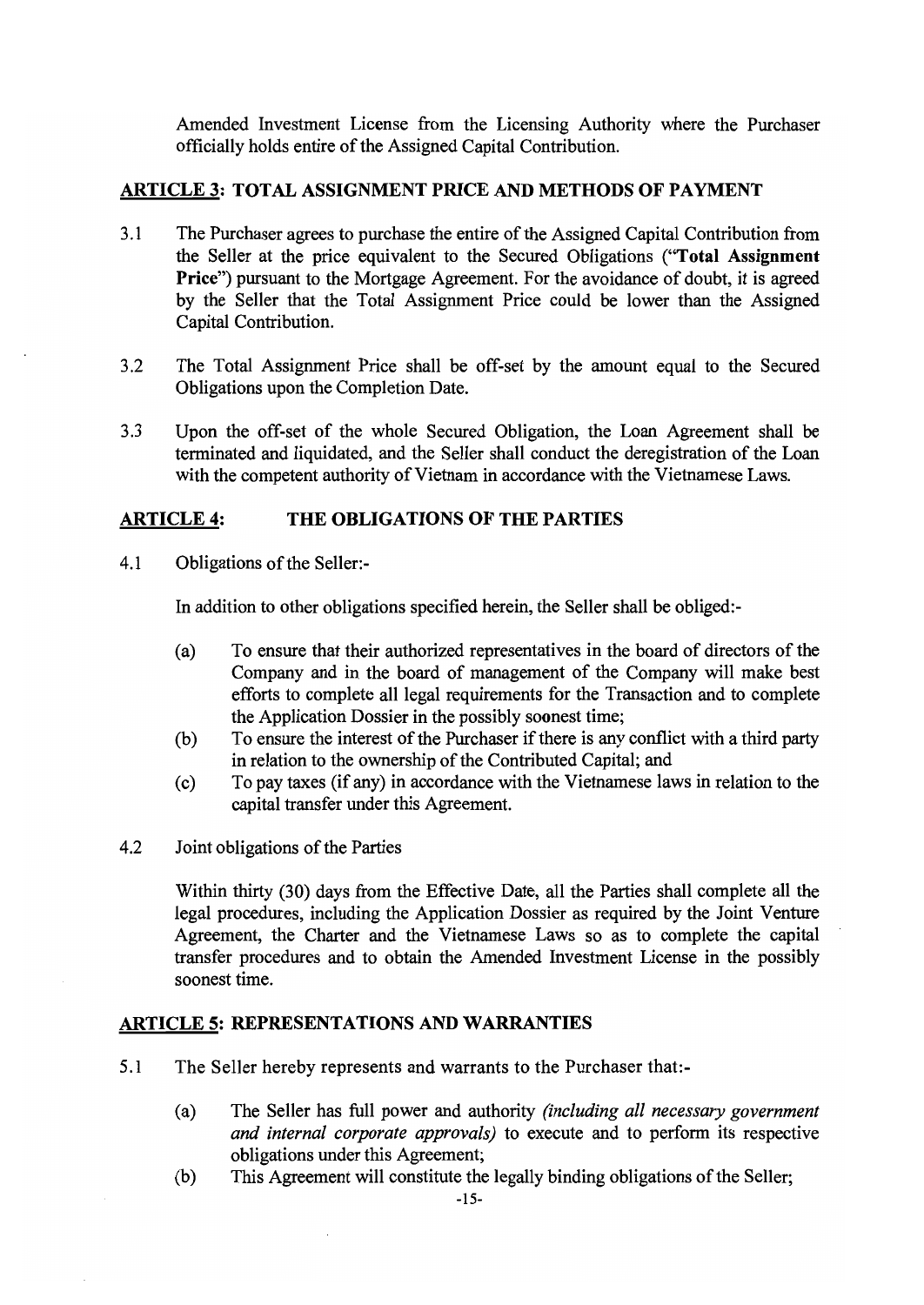Amended Investment License from the Licensing Authority where the Purchaser officially holds entire of the Assigned Capital Contribution.

## ARTICLE 3: TOTAL ASSIGNMENT PRICE AND METHODS OF PAYMENT

3.1 The Purchaser agrees to purchase the entire of the Assigned Capital Contribution from the Seller at the price equivalent to the Secured Obligations ("**Total Assignment Price**") pursuant to the Mortgage Agreement. For the avoidance of doubt, it is agreed by the Seller that the Total Assignment Price could be lower than the Assigned Capital Contribution.

3.2 The Total Assignment Price shall be off-set by the amount equal to the Secured Obligations upon the Completion Date.

3.3 Upon the off-set of the whole Secured Obligation, the Loan Agreement shall be terminated and liquidated, and the Seller shall conduct the deregistration of the Loan with the competent authority of Vietnam in accordance with the Vietnamese Laws.

## ARTICLE 4: THE OBLIGATIONS OF THE PARTIES

4.1 Obligations of the Seller:-

In addition to other obligations specified herein, the Seller shall be obliged:-

(a) To ensure that their authorized representatives in the board of directors of the Company and in the board of management of the Company will make best efforts to complete all legal requirements for the Transaction and to complete the Application Dossier in the possibly soonest time;

(b) To ensure the interest of the Purchaser if there is any conflict with a third party in relation to the ownership of the Contributed Capital; and

(c) To pay taxes (if any) in accordance with the Vietnamese laws in relation to the capital transfer under this Agreement.

4.2 Joint obligations of the Parties

Within thirty (30) days from the Effective Date, all the Parties shall complete all the legal procedures, including the Application Dossier as required by the Joint Venture Agreement, the Charter and the Vietnamese Laws so as to complete the capital transfer procedures and to obtain the Amended Investment License in the possibly soonest time.

## ARTICLE 5: REPRESENTATIONS AND WARRANTIES

5.1 The Seller hereby represents and warrants to the Purchaser that:-

(a) The Seller has full power and authority *(including all necessary government and internal corporate approvals)* to execute and to perform its respective obligations under this Agreement;

(b) This Agreement will constitute the legally binding obligations of the Seller;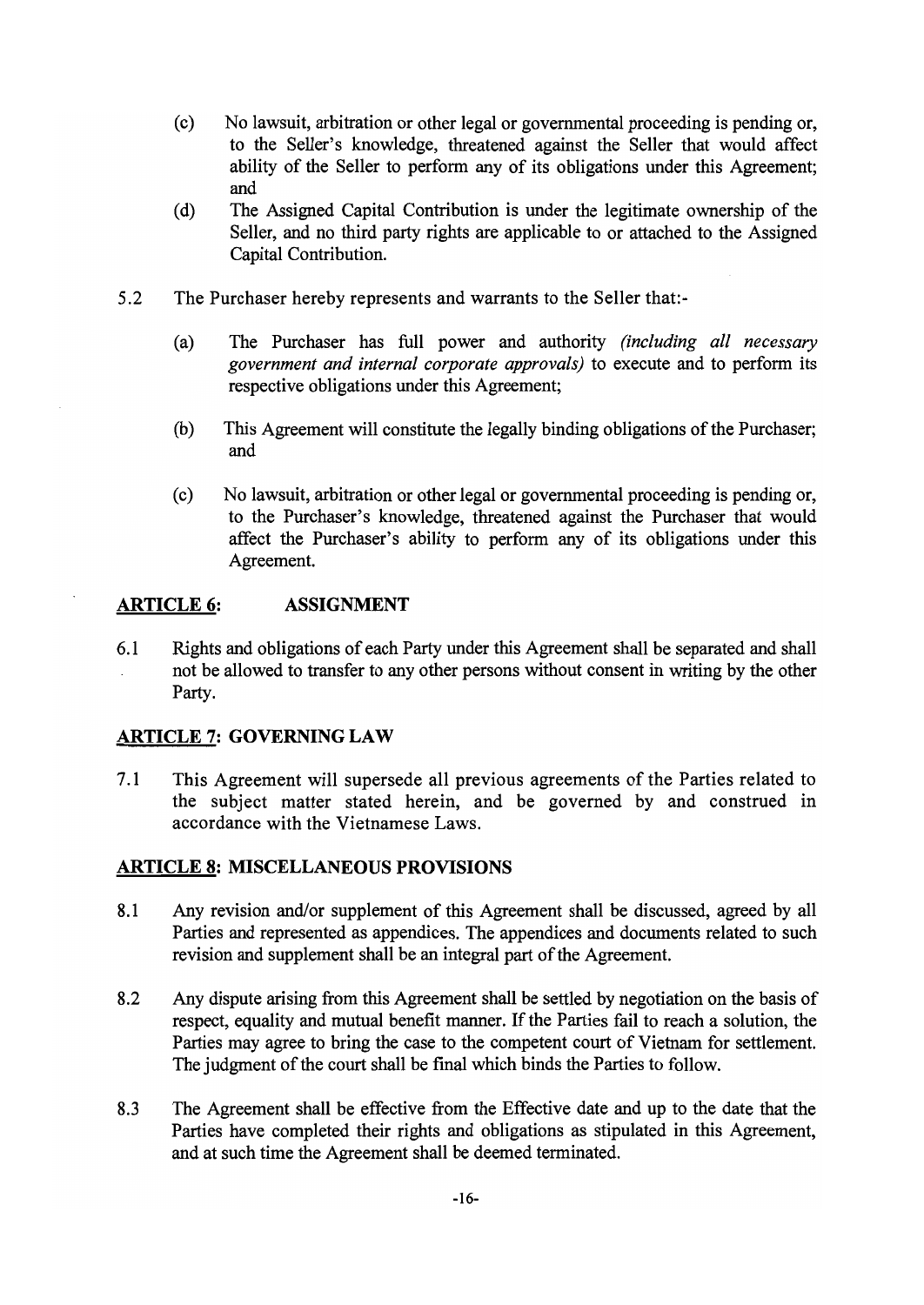(c) No lawsuit, arbitration or other legal or governmental proceeding is pending or, to the Seller's knowledge, threatened against the Seller that would affect ability of the Seller to perform any of its obligations under this Agreement; and

(d) The Assigned Capital Contribution is under the legitimate ownership of the Seller, and no third party rights are applicable to or attached to the Assigned Capital Contribution.

5.2 The Purchaser hereby represents and warrants to the Seller that:-

(a) The Purchaser has full power and authority *(including all necessary government and internal corporate approvals)* to execute and to perform its respective obligations under this Agreement;

(b) This Agreement will constitute the legally binding obligations of the Purchaser; and

(c) No lawsuit, arbitration or other legal or governmental proceeding is pending or, to the Purchaser's knowledge, threatened against the Purchaser that would affect the Purchaser's ability to perform any of its obligations under this Agreement.

## ARTICLE 6: ASSIGNMENT

6.1 Rights and obligations of each Party under this Agreement shall be separated and shall not be allowed to transfer to any other persons without consent in writing by the other Party.

## ARTICLE 7: GOVERNING LAW

7.1 This Agreement will supersede all previous agreements of the Parties related to the subject matter stated herein, and be governed by and construed in accordance with the Vietnamese Laws.

## ARTICLE 8: MISCELLANEOUS PROVISIONS

8.1 Any revision and/or supplement of this Agreement shall be discussed, agreed by all Parties and represented as appendices. The appendices and documents related to such revision and supplement shall be an integral part of the Agreement.

8.2 Any dispute arising from this Agreement shall be settled by negotiation on the basis of respect, equality and mutual benefit manner. If the Parties fail to reach a solution, the Parties may agree to bring the case to the competent court of Vietnam for settlement. The judgment of the court shall be final which binds the Parties to follow.

8.3 The Agreement shall be effective from the Effective date and up to the date that the Parties have completed their rights and obligations as stipulated in this Agreement, and at such time the Agreement shall be deemed terminated.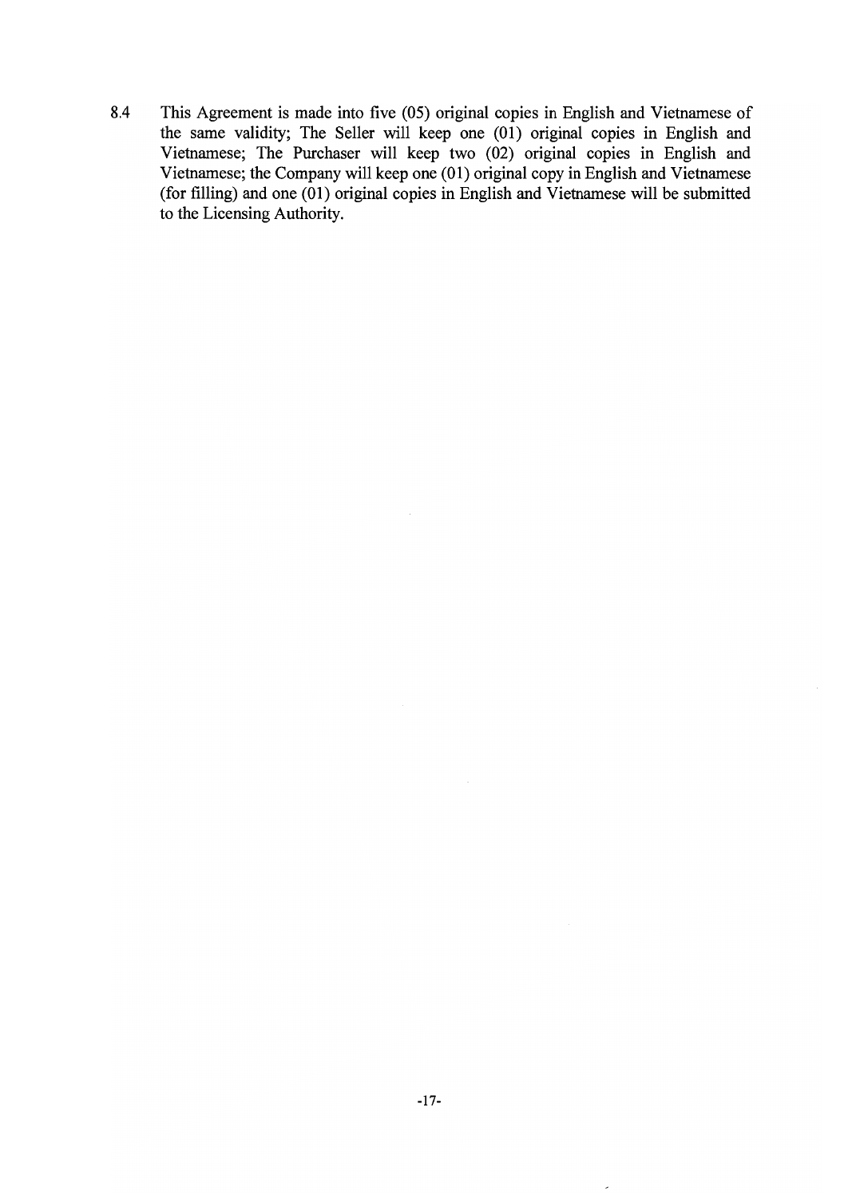8.4 This Agreement is made into five (05) original copies in English and Vietnamese of the same validity; The Seller will keep one (01) original copies in English and Vietnamese; The Purchaser will keep two (02) original copies in English and Vietnamese; the Company will keep one (01) original copy in English and Vietnamese (for filling) and one (01) original copies in English and Vietnamese will be submitted to the Licensing Authority.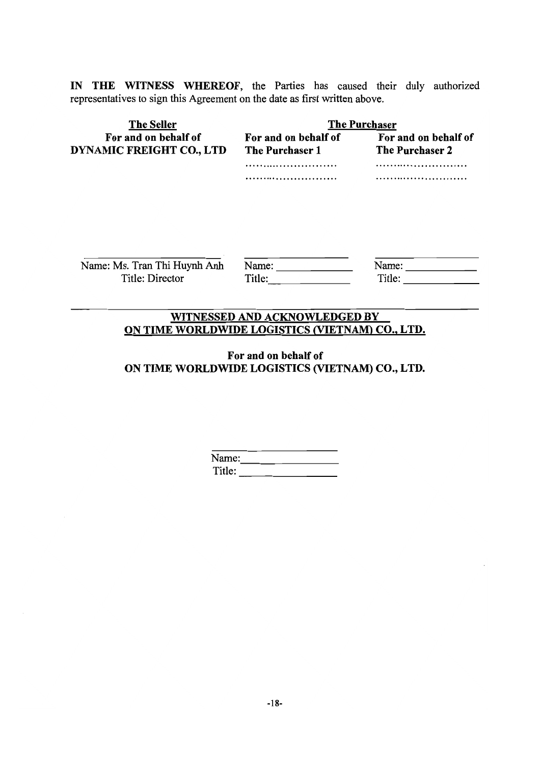**IN THE WITNESS WHEREOF**, the Parties has caused their duly authorized representatives to sign this Agreement on the date as first written above.

| **The Seller** | **The Purchaser** | |
|---|---|---|
| **For and on behalf of DYNAMIC FREIGHT CO., LTD** | **For and on behalf of The Purchaser 1** | **For and on behalf of The Purchaser 2** |
| | …………………………… | …………………………… |
| | …………………………… | …………………………… |
| ______________________ | ______________________ | ______________________ |
| Name: Ms. Tran Thi Huynh Anh | Name: ____________ | Name: ____________ |
| Title: Director | Title: ____________ | Title: ____________ |

**WITNESSED AND ACKNOWLEDGED BY ON TIME WORLDWIDE LOGISTICS (VIETNAM) CO., LTD.**

**For and on behalf of ON TIME WORLDWIDE LOGISTICS (VIETNAM) CO., LTD.**

______________________

Name: ______________

Title: ______________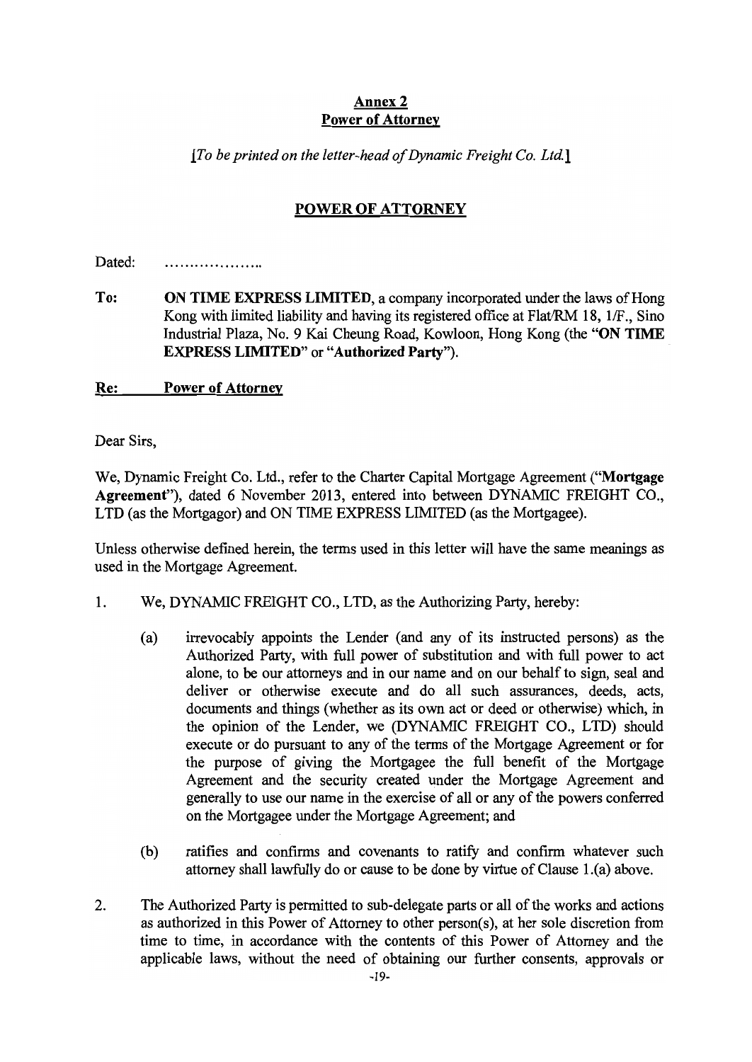**Annex 2**
**Power of Attorney**

*[To be printed on the letter-head of Dynamic Freight Co. Ltd.]*

## POWER OF ATTORNEY

Dated: ...................

**To:** **ON TIME EXPRESS LIMITED**, a company incorporated under the laws of Hong Kong with limited liability and having its registered office at Flat/RM 18, 1/F., Sino Industrial Plaza, No. 9 Kai Cheung Road, Kowloon, Hong Kong (the "**ON TIME EXPRESS LIMITED**" or "**Authorized Party**").

**Re: Power of Attorney**

Dear Sirs,

We, Dynamic Freight Co. Ltd., refer to the Charter Capital Mortgage Agreement ("**Mortgage Agreement**"), dated 6 November 2013, entered into between DYNAMIC FREIGHT CO., LTD (as the Mortgagor) and ON TIME EXPRESS LIMITED (as the Mortgagee).

Unless otherwise defined herein, the terms used in this letter will have the same meanings as used in the Mortgage Agreement.

1. We, DYNAMIC FREIGHT CO., LTD, as the Authorizing Party, hereby:

   (a) irrevocably appoints the Lender (and any of its instructed persons) as the Authorized Party, with full power of substitution and with full power to act alone, to be our attorneys and in our name and on our behalf to sign, seal and deliver or otherwise execute and do all such assurances, deeds, acts, documents and things (whether as its own act or deed or otherwise) which, in the opinion of the Lender, we (DYNAMIC FREIGHT CO., LTD) should execute or do pursuant to any of the terms of the Mortgage Agreement or for the purpose of giving the Mortgagee the full benefit of the Mortgage Agreement and the security created under the Mortgage Agreement and generally to use our name in the exercise of all or any of the powers conferred on the Mortgagee under the Mortgage Agreement; and

   (b) ratifies and confirms and covenants to ratify and confirm whatever such attorney shall lawfully do or cause to be done by virtue of Clause 1.(a) above.

2. The Authorized Party is permitted to sub-delegate parts or all of the works and actions as authorized in this Power of Attorney to other person(s), at her sole discretion from time to time, in accordance with the contents of this Power of Attorney and the applicable laws, without the need of obtaining our further consents, approvals or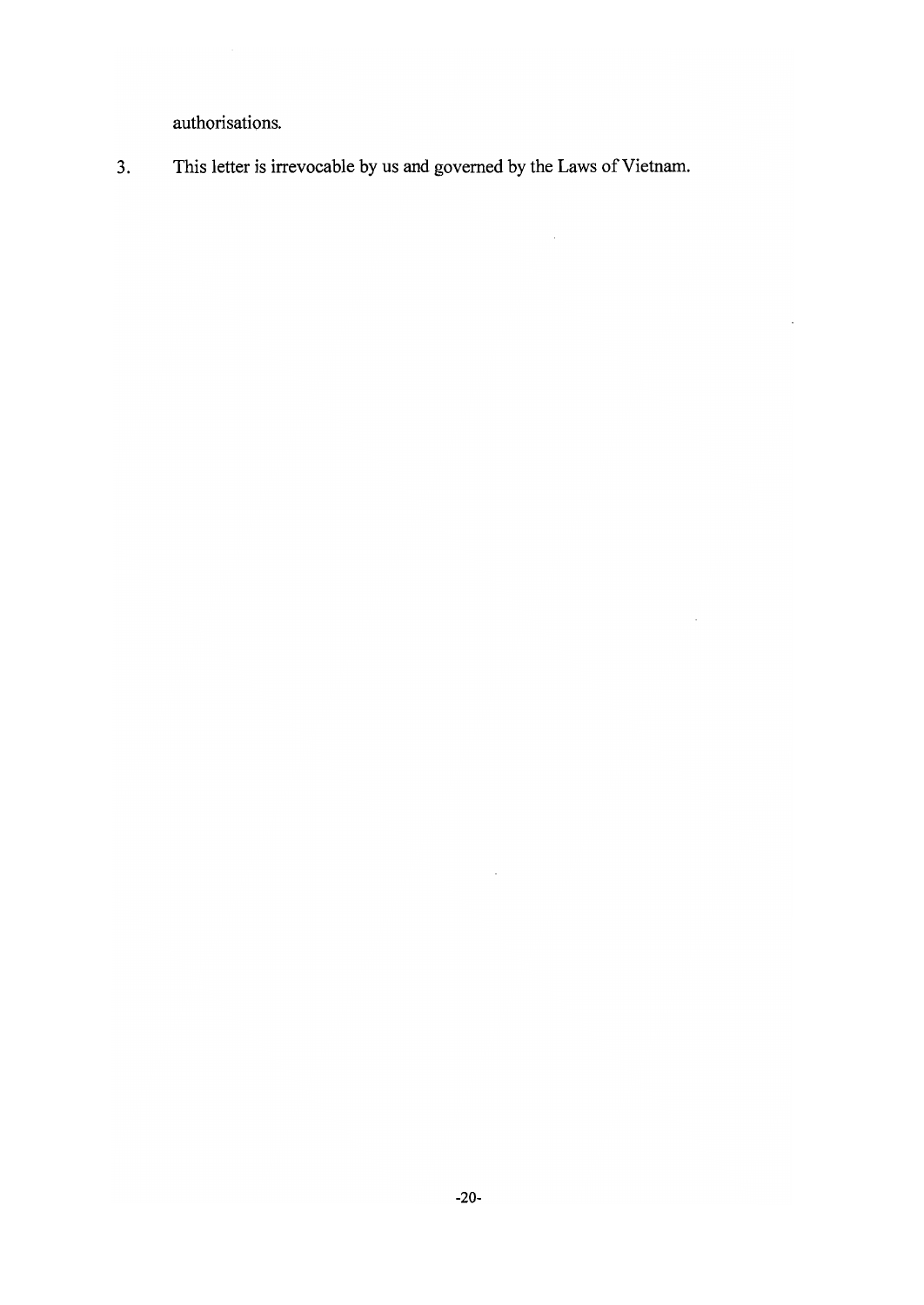authorisations.

3. This letter is irrevocable by us and governed by the Laws of Vietnam.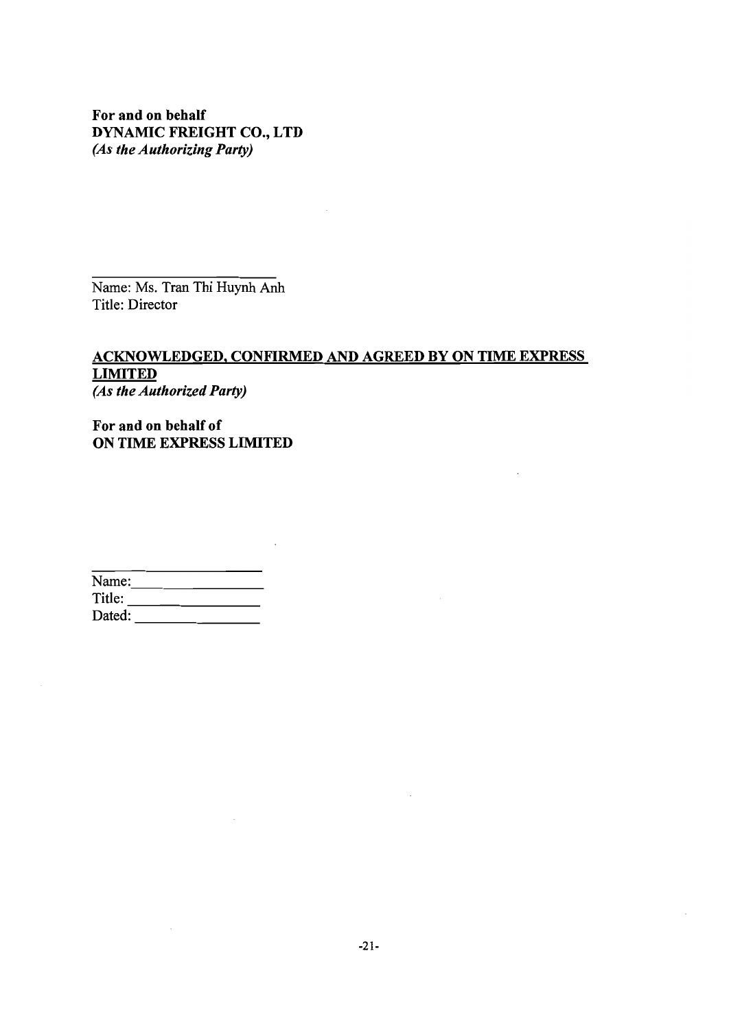**For and on behalf**
**DYNAMIC FREIGHT CO., LTD**
***(As the Authorizing Party)***

\_\_\_\_\_\_\_\_\_\_\_\_\_\_\_\_\_\_\_\_\_\_\_\_

Name: Ms. Tran Thi Huynh Anh
Title: Director

**ACKNOWLEDGED, CONFIRMED AND AGREED BY ON TIME EXPRESS LIMITED**
***(As the Authorized Party)***

**For and on behalf of**
**ON TIME EXPRESS LIMITED**

\_\_\_\_\_\_\_\_\_\_\_\_\_\_\_\_\_\_\_\_\_\_\_\_

Name: \_\_\_\_\_\_\_\_\_\_\_\_\_\_\_\_
Title: \_\_\_\_\_\_\_\_\_\_\_\_\_\_\_\_
Dated: \_\_\_\_\_\_\_\_\_\_\_\_\_\_\_\_